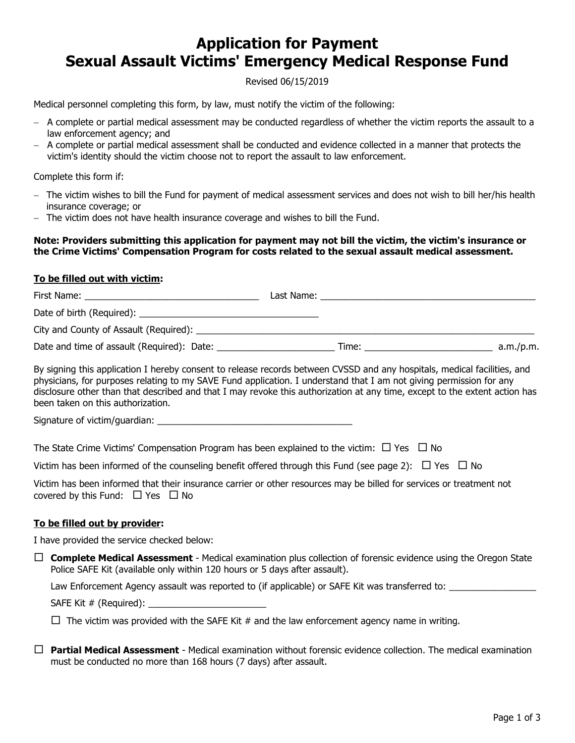# Application for Payment
# Sexual Assault Victims' Emergency Medical Response Fund

Revised 06/15/2019

Medical personnel completing this form, by law, must notify the victim of the following:

- A complete or partial medical assessment may be conducted regardless of whether the victim reports the assault to a law enforcement agency; and
- A complete or partial medical assessment shall be conducted and evidence collected in a manner that protects the victim's identity should the victim choose not to report the assault to law enforcement.

Complete this form if:

- The victim wishes to bill the Fund for payment of medical assessment services and does not wish to bill her/his health insurance coverage; or
- The victim does not have health insurance coverage and wishes to bill the Fund.

**Note: Providers submitting this application for payment may not bill the victim, the victim's insurance or the Crime Victims' Compensation Program for costs related to the sexual assault medical assessment.**

**To be filled out with victim:**

First Name: ___________________________________ Last Name: ___________________________________________

Date of birth (Required): ___________________________________

City and County of Assault (Required): _____________________________________________________________________

Date and time of assault (Required): Date: _______________________ Time: _________________________ a.m./p.m.

By signing this application I hereby consent to release records between CVSSD and any hospitals, medical facilities, and physicians, for purposes relating to my SAVE Fund application. I understand that I am not giving permission for any disclosure other than that described and that I may revoke this authorization at any time, except to the extent action has been taken on this authorization.

Signature of victim/guardian: _______________________________________

The State Crime Victims' Compensation Program has been explained to the victim: ☐ Yes ☐ No

Victim has been informed of the counseling benefit offered through this Fund (see page 2): ☐ Yes ☐ No

Victim has been informed that their insurance carrier or other resources may be billed for services or treatment not covered by this Fund: ☐ Yes ☐ No

**To be filled out by provider:**

I have provided the service checked below:

☐ **Complete Medical Assessment** - Medical examination plus collection of forensic evidence using the Oregon State Police SAFE Kit (available only within 120 hours or 5 days after assault).

Law Enforcement Agency assault was reported to (if applicable) or SAFE Kit was transferred to: _________________

SAFE Kit # (Required): _______________________

☐ The victim was provided with the SAFE Kit # and the law enforcement agency name in writing.

☐ **Partial Medical Assessment** - Medical examination without forensic evidence collection. The medical examination must be conducted no more than 168 hours (7 days) after assault.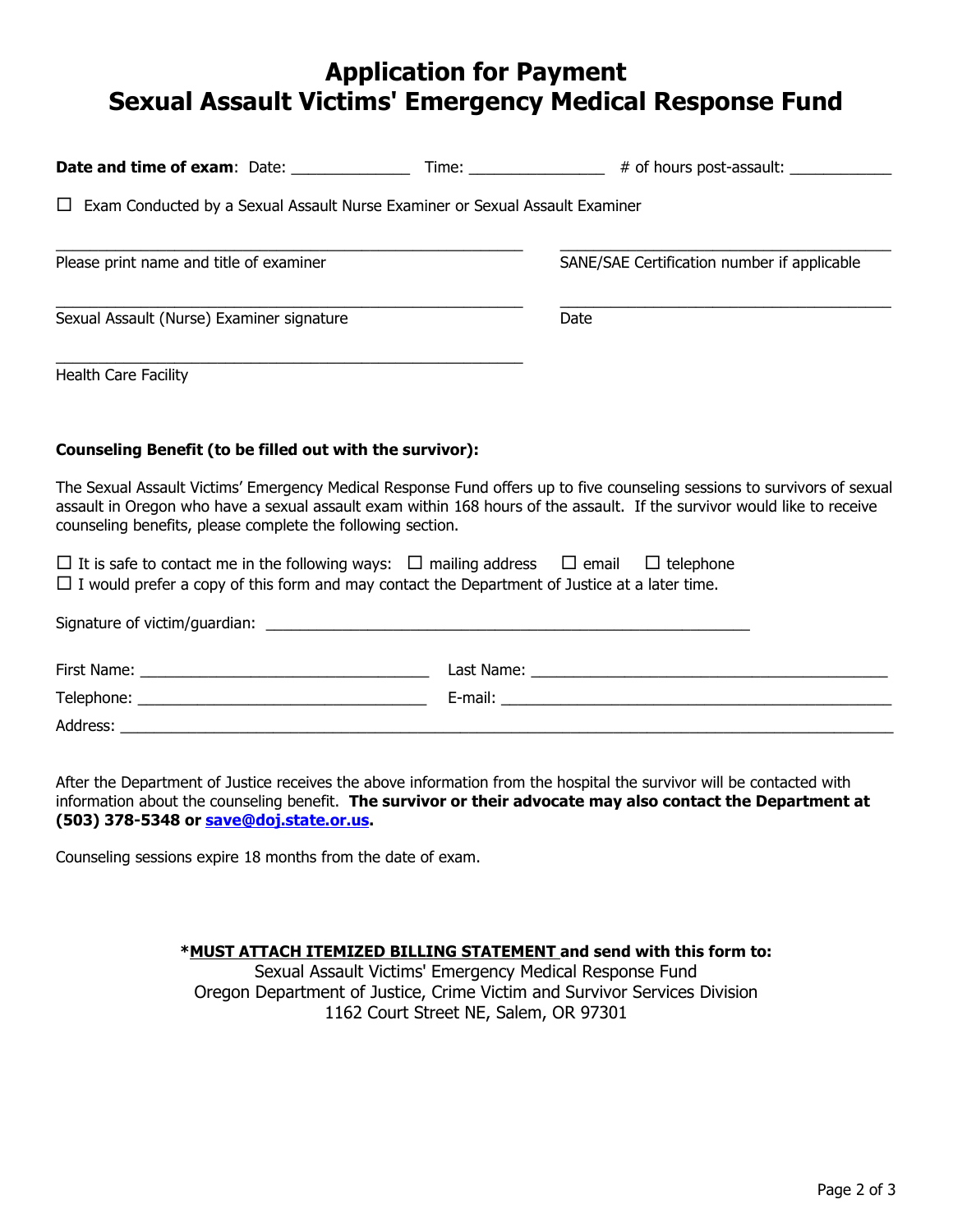# Application for Payment
# Sexual Assault Victims' Emergency Medical Response Fund

**Date and time of exam**: Date: ______________ Time: ________________ # of hours post-assault: ____________

☐ Exam Conducted by a Sexual Assault Nurse Examiner or Sexual Assault Examiner

_______________________________________________________ 
Please print name and title of examiner

_______________________________________ 
SANE/SAE Certification number if applicable

_______________________________________________________ 
Sexual Assault (Nurse) Examiner signature

_______________________________________ 
Date

_______________________________________________________ 
Health Care Facility

**Counseling Benefit (to be filled out with the survivor):**

The Sexual Assault Victims' Emergency Medical Response Fund offers up to five counseling sessions to survivors of sexual assault in Oregon who have a sexual assault exam within 168 hours of the assault. If the survivor would like to receive counseling benefits, please complete the following section.

☐ It is safe to contact me in the following ways: ☐ mailing address ☐ email ☐ telephone
☐ I would prefer a copy of this form and may contact the Department of Justice at a later time.

Signature of victim/guardian: _________________________________________________________

First Name: __________________________________ Last Name: __________________________________________
Telephone: __________________________________ E-mail: ______________________________________________
Address: ____________________________________________________________________________________________

After the Department of Justice receives the above information from the hospital the survivor will be contacted with information about the counseling benefit. **The survivor or their advocate may also contact the Department at (503) 378-5348 or save@doj.state.or.us.**

Counseling sessions expire 18 months from the date of exam.

***MUST ATTACH ITEMIZED BILLING STATEMENT and send with this form to:**
Sexual Assault Victims' Emergency Medical Response Fund
Oregon Department of Justice, Crime Victim and Survivor Services Division
1162 Court Street NE, Salem, OR 97301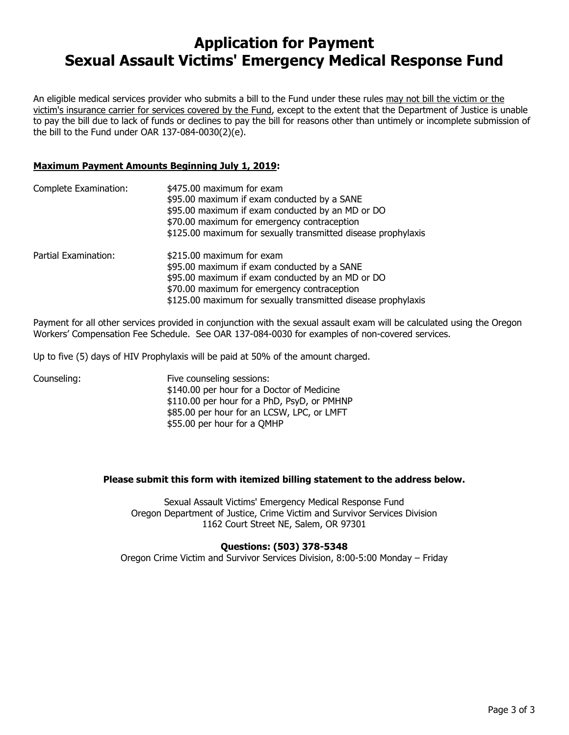# Application for Payment
# Sexual Assault Victims' Emergency Medical Response Fund

An eligible medical services provider who submits a bill to the Fund under these rules may not bill the victim or the victim's insurance carrier for services covered by the Fund, except to the extent that the Department of Justice is unable to pay the bill due to lack of funds or declines to pay the bill for reasons other than untimely or incomplete submission of the bill to the Fund under OAR 137-084-0030(2)(e).

**Maximum Payment Amounts Beginning July 1, 2019:**

| | |
|---|---|
| Complete Examination: | \$475.00 maximum for exam<br>\$95.00 maximum if exam conducted by a SANE<br>\$95.00 maximum if exam conducted by an MD or DO<br>\$70.00 maximum for emergency contraception<br>\$125.00 maximum for sexually transmitted disease prophylaxis |
| Partial Examination: | \$215.00 maximum for exam<br>\$95.00 maximum if exam conducted by a SANE<br>\$95.00 maximum if exam conducted by an MD or DO<br>\$70.00 maximum for emergency contraception<br>\$125.00 maximum for sexually transmitted disease prophylaxis |

Payment for all other services provided in conjunction with the sexual assault exam will be calculated using the Oregon Workers' Compensation Fee Schedule. See OAR 137-084-0030 for examples of non-covered services.

Up to five (5) days of HIV Prophylaxis will be paid at 50% of the amount charged.

| | |
|---|---|
| Counseling: | Five counseling sessions:<br>\$140.00 per hour for a Doctor of Medicine<br>\$110.00 per hour for a PhD, PsyD, or PMHNP<br>\$85.00 per hour for an LCSW, LPC, or LMFT<br>\$55.00 per hour for a QMHP |

**Please submit this form with itemized billing statement to the address below.**

Sexual Assault Victims' Emergency Medical Response Fund
Oregon Department of Justice, Crime Victim and Survivor Services Division
1162 Court Street NE, Salem, OR 97301

**Questions: (503) 378-5348**
Oregon Crime Victim and Survivor Services Division, 8:00-5:00 Monday – Friday